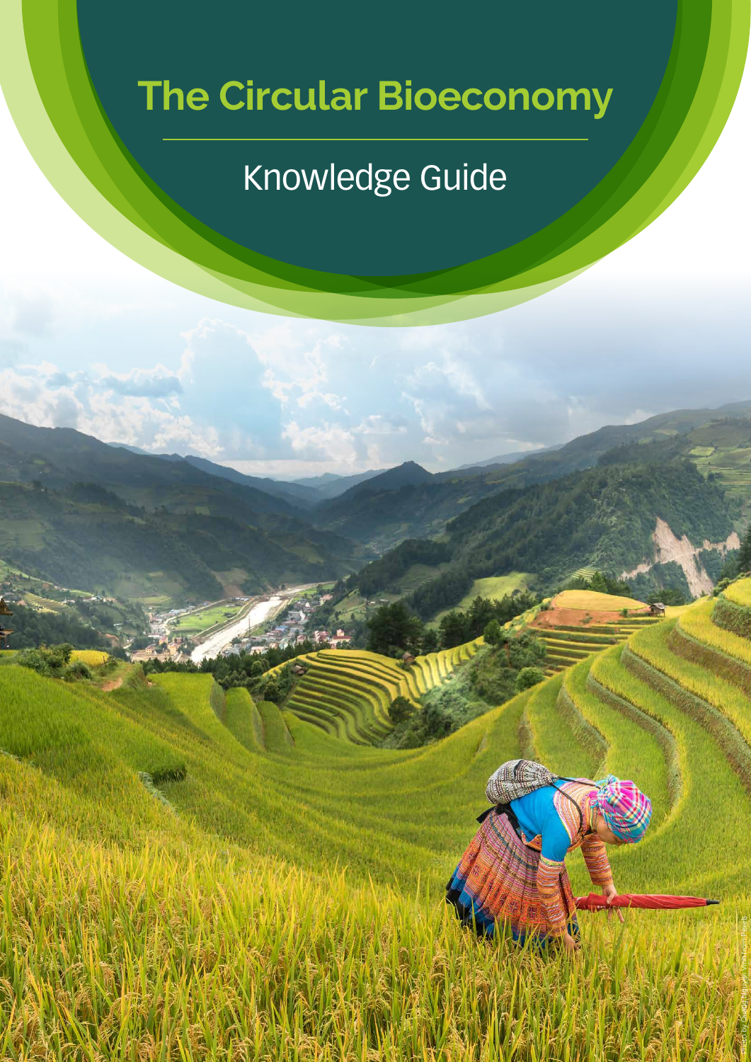# The Circular Bioeconomy

## Knowledge Guide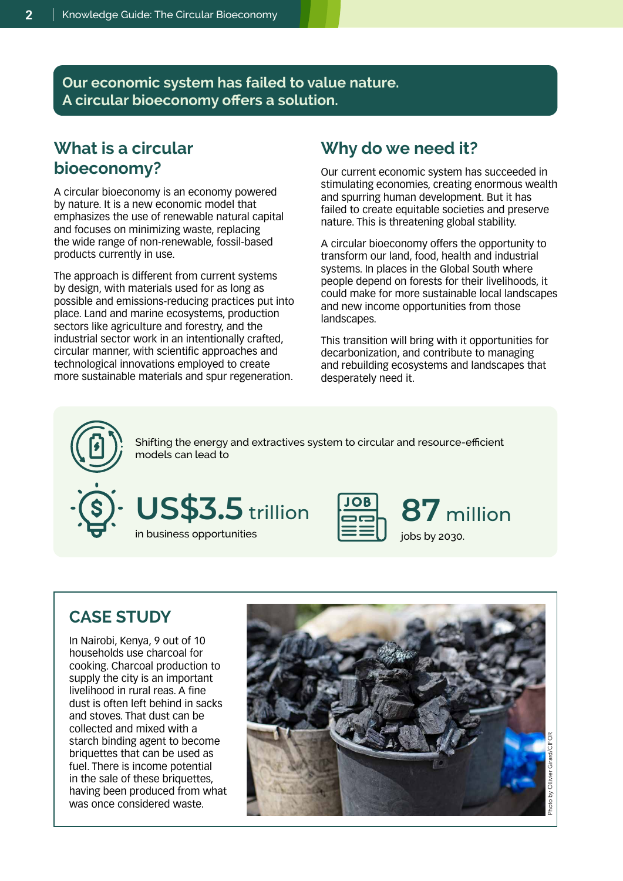**Our economic system has failed to value nature. A circular bioeconomy offers a solution.**

## What is a circular bioeconomy?

A circular bioeconomy is an economy powered by nature. It is a new economic model that emphasizes the use of renewable natural capital and focuses on minimizing waste, replacing the wide range of non-renewable, fossil-based products currently in use.

The approach is different from current systems by design, with materials used for as long as possible and emissions-reducing practices put into place. Land and marine ecosystems, production sectors like agriculture and forestry, and the industrial sector work in an intentionally crafted, circular manner, with scientific approaches and technological innovations employed to create more sustainable materials and spur regeneration.

## Why do we need it?

Our current economic system has succeeded in stimulating economies, creating enormous wealth and spurring human development. But it has failed to create equitable societies and preserve nature. This is threatening global stability.

A circular bioeconomy offers the opportunity to transform our land, food, health and industrial systems. In places in the Global South where people depend on forests for their livelihoods, it could make for more sustainable local landscapes and new income opportunities from those landscapes.

This transition will bring with it opportunities for decarbonization, and contribute to managing and rebuilding ecosystems and landscapes that desperately need it.

Shifting the energy and extractives system to circular and resource-efficient models can lead to

**US$3.5 trillion** in business opportunities

**87 million** jobs by 2030.

## CASE STUDY

In Nairobi, Kenya, 9 out of 10 households use charcoal for cooking. Charcoal production to supply the city is an important livelihood in rural reas. A fine dust is often left behind in sacks and stoves. That dust can be collected and mixed with a starch binding agent to become briquettes that can be used as fuel. There is income potential in the sale of these briquettes, having been produced from what was once considered waste.

Photo by Ollivier Girard/CIFOR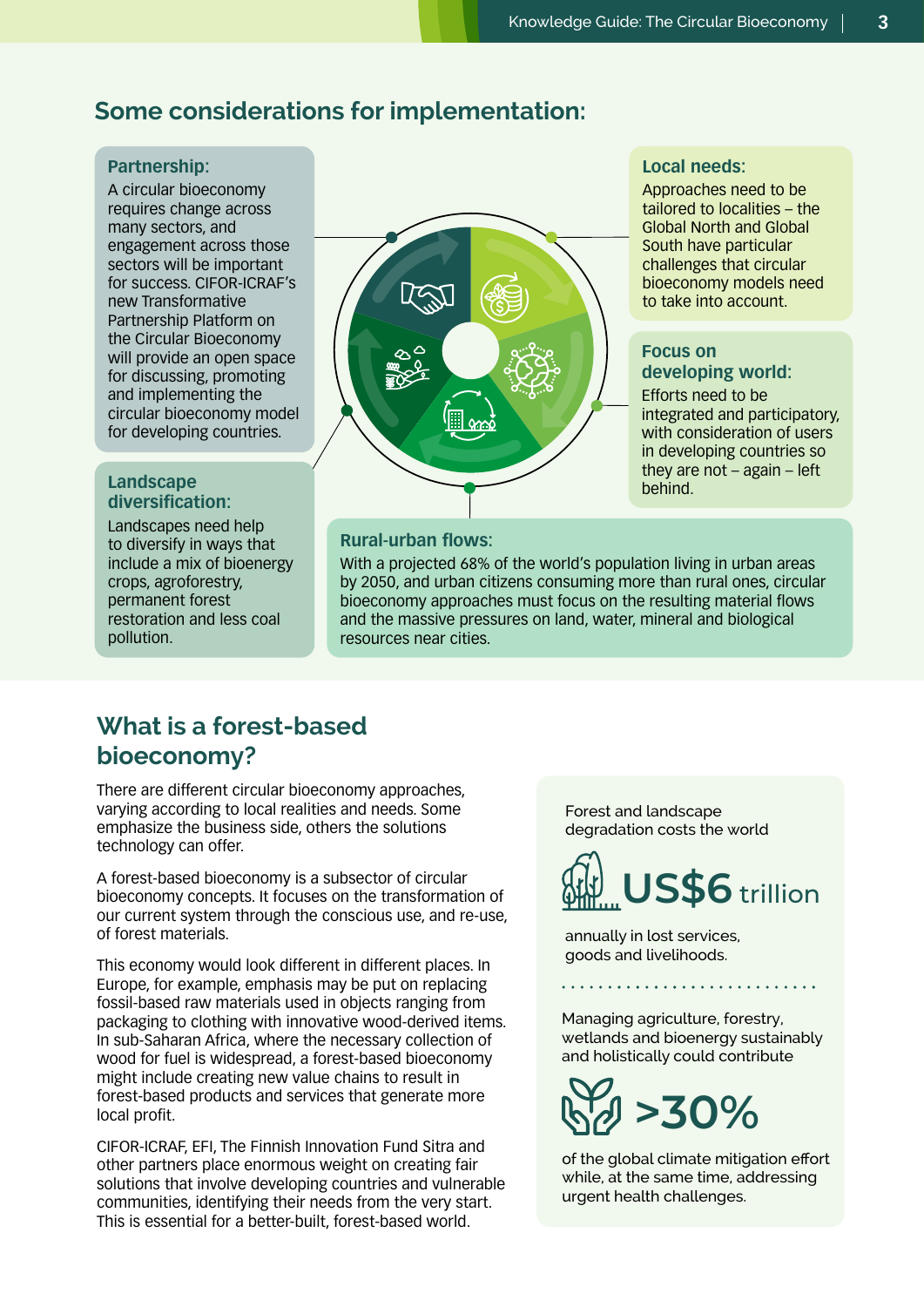## Some considerations for implementation:

**Partnership:**
A circular bioeconomy requires change across many sectors, and engagement across those sectors will be important for success. CIFOR-ICRAF's new Transformative Partnership Platform on the Circular Bioeconomy will provide an open space for discussing, promoting and implementing the circular bioeconomy model for developing countries.

**Local needs:**
Approaches need to be tailored to localities – the Global North and Global South have particular challenges that circular bioeconomy models need to take into account.

**Focus on developing world:**
Efforts need to be integrated and participatory, with consideration of users in developing countries so they are not – again – left behind.

**Landscape diversification:**
Landscapes need help to diversify in ways that include a mix of bioenergy crops, agroforestry, permanent forest restoration and less coal pollution.

**Rural-urban flows:**
With a projected 68% of the world's population living in urban areas by 2050, and urban citizens consuming more than rural ones, circular bioeconomy approaches must focus on the resulting material flows and the massive pressures on land, water, mineral and biological resources near cities.

## What is a forest-based bioeconomy?

There are different circular bioeconomy approaches, varying according to local realities and needs. Some emphasize the business side, others the solutions technology can offer.

A forest-based bioeconomy is a subsector of circular bioeconomy concepts. It focuses on the transformation of our current system through the conscious use, and re-use, of forest materials.

This economy would look different in different places. In Europe, for example, emphasis may be put on replacing fossil-based raw materials used in objects ranging from packaging to clothing with innovative wood-derived items. In sub-Saharan Africa, where the necessary collection of wood for fuel is widespread, a forest-based bioeconomy might include creating new value chains to result in forest-based products and services that generate more local profit.

CIFOR-ICRAF, EFI, The Finnish Innovation Fund Sitra and other partners place enormous weight on creating fair solutions that involve developing countries and vulnerable communities, identifying their needs from the very start. This is essential for a better-built, forest-based world.

Forest and landscape degradation costs the world

**US$6 trillion**

annually in lost services, goods and livelihoods.

Managing agriculture, forestry, wetlands and bioenergy sustainably and holistically could contribute

**>30%**

of the global climate mitigation effort while, at the same time, addressing urgent health challenges.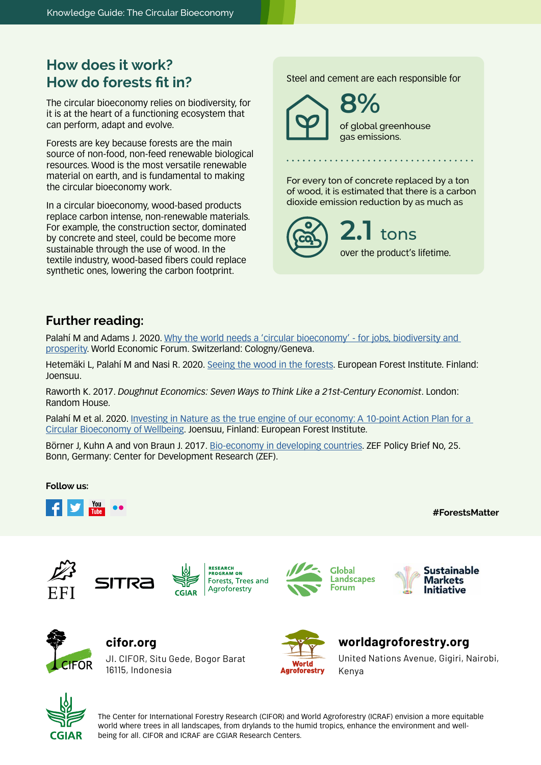## How does it work? How do forests fit in?

The circular bioeconomy relies on biodiversity, for it is at the heart of a functioning ecosystem that can perform, adapt and evolve.

Forests are key because forests are the main source of non-food, non-feed renewable biological resources. Wood is the most versatile renewable material on earth, and is fundamental to making the circular bioeconomy work.

In a circular bioeconomy, wood-based products replace carbon intense, non-renewable materials. For example, the construction sector, dominated by concrete and steel, could be become more sustainable through the use of wood. In the textile industry, wood-based fibers could replace synthetic ones, lowering the carbon footprint.

Steel and cement are each responsible for

**8%**

of global greenhouse gas emissions.

For every ton of concrete replaced by a ton of wood, it is estimated that there is a carbon dioxide emission reduction by as much as

**2.1** tons

over the product's lifetime.

## Further reading:

Palahí M and Adams J. 2020. Why the world needs a 'circular bioeconomy' - for jobs, biodiversity and prosperity. World Economic Forum. Switzerland: Cologny/Geneva.

Hetemäki L, Palahí M and Nasi R. 2020. Seeing the wood in the forests. European Forest Institute. Finland: Joensuu.

Raworth K. 2017. *Doughnut Economics: Seven Ways to Think Like a 21st-Century Economist*. London: Random House.

Palahí M et al. 2020. Investing in Nature as the true engine of our economy: A 10-point Action Plan for a Circular Bioeconomy of Wellbeing. Joensuu, Finland: European Forest Institute.

Börner J, Kuhn A and von Braun J. 2017. Bio-economy in developing countries. ZEF Policy Brief No, 25. Bonn, Germany: Center for Development Research (ZEF).

**Follow us:**

**#ForestsMatter**

EFI  SITRA  CGIAR Research Program on Forests, Trees and Agroforestry  Global Landscapes Forum  Sustainable Markets Initiative

**cifor.org**
Jl. CIFOR, Situ Gede, Bogor Barat 16115, Indonesia

**worldagroforestry.org**
United Nations Avenue, Gigiri, Nairobi, Kenya

The Center for International Forestry Research (CIFOR) and World Agroforestry (ICRAF) envision a more equitable world where trees in all landscapes, from drylands to the humid tropics, enhance the environment and well-being for all. CIFOR and ICRAF are CGIAR Research Centers.